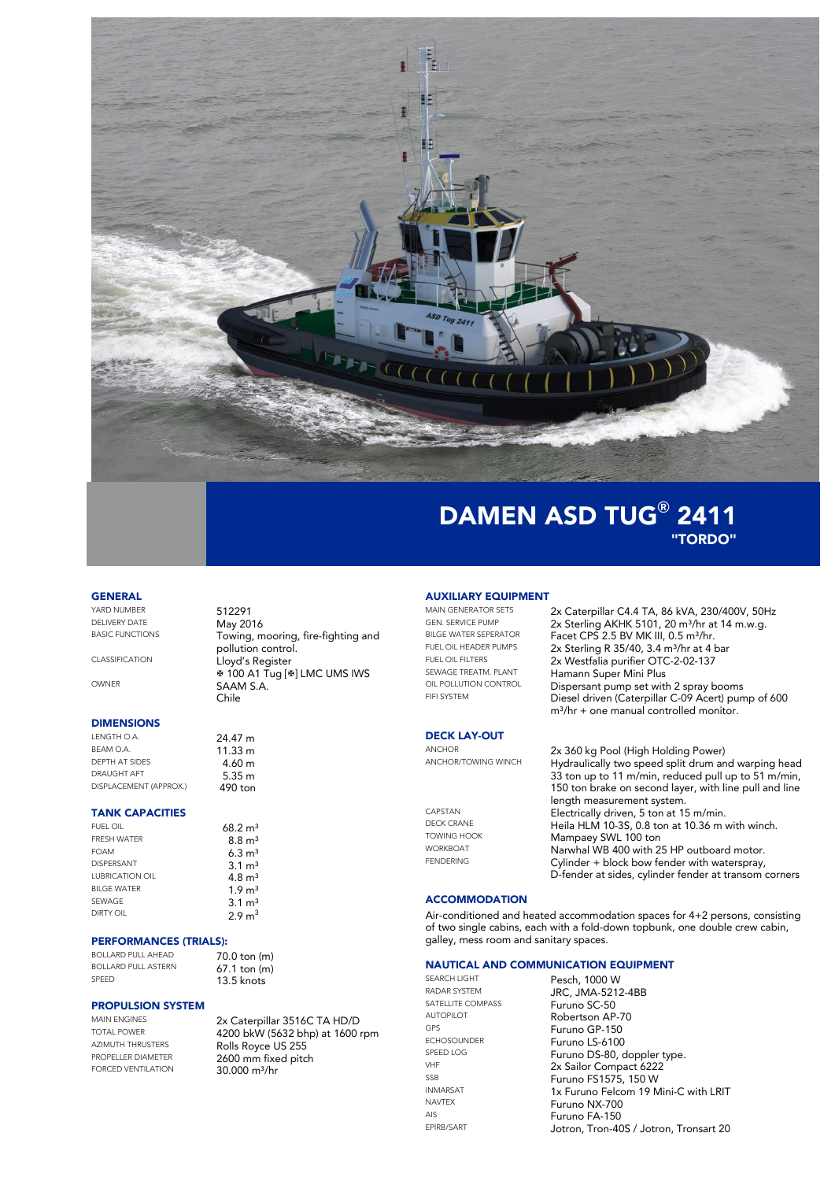# DAMEN ASD TUG® 2411
## "TORDO"

### GENERAL

| | |
|---|---|
| YARD NUMBER | 512291 |
| DELIVERY DATE | May 2016 |
| BASIC FUNCTIONS | Towing, mooring, fire-fighting and pollution control. |
| CLASSIFICATION | Lloyd's Register ✠ 100 A1 Tug [✠] LMC UMS IWS |
| OWNER | SAAM S.A. Chile |

### DIMENSIONS

| | |
|---|---|
| LENGTH O.A. | 24.47 m |
| BEAM O.A. | 11.33 m |
| DEPTH AT SIDES | 4.60 m |
| DRAUGHT AFT | 5.35 m |
| DISPLACEMENT (APPROX.) | 490 ton |

### TANK CAPACITIES

| | |
|---|---|
| FUEL OIL | 68.2 m³ |
| FRESH WATER | 8.8 m³ |
| FOAM | 6.3 m³ |
| DISPERSANT | 3.1 m³ |
| LUBRICATION OIL | 4.8 m³ |
| BILGE WATER | 1.9 m³ |
| SEWAGE | 3.1 m³ |
| DIRTY OIL | 2.9 m³ |

### PERFORMANCES (TRIALS):

| | |
|---|---|
| BOLLARD PULL AHEAD | 70.0 ton (m) |
| BOLLARD PULL ASTERN | 67.1 ton (m) |
| SPEED | 13.5 knots |

### PROPULSION SYSTEM

| | |
|---|---|
| MAIN ENGINES | 2x Caterpillar 3516C TA HD/D |
| TOTAL POWER | 4200 bkW (5632 bhp) at 1600 rpm |
| AZIMUTH THRUSTERS | Rolls Royce US 255 |
| PROPELLER DIAMETER | 2600 mm fixed pitch |
| FORCED VENTILATION | 30.000 m³/hr |

### AUXILIARY EQUIPMENT

| | |
|---|---|
| MAIN GENERATOR SETS | 2x Caterpillar C4.4 TA, 86 kVA, 230/400V, 50Hz |
| GEN. SERVICE PUMP | 2x Sterling AKHK 5101, 20 m³/hr at 14 m.w.g. |
| BILGE WATER SEPERATOR | Facet CPS 2.5 BV MK III, 0.5 m³/hr. |
| FUEL OIL HEADER PUMPS | 2x Sterling R 35/40, 3.4 m³/hr at 4 bar |
| FUEL OIL FILTERS | 2x Westfalia purifier OTC-2-02-137 |
| SEWAGE TREATM. PLANT | Hamann Super Mini Plus |
| OIL POLLUTION CONTROL | Dispersant pump set with 2 spray booms |
| FIFI SYSTEM | Diesel driven (Caterpillar C-09 Acert) pump of 600 m³/hr + one manual controlled monitor. |

### DECK LAY-OUT

| | |
|---|---|
| ANCHOR | 2x 360 kg Pool (High Holding Power) |
| ANCHOR/TOWING WINCH | Hydraulically two speed split drum and warping head 33 ton up to 11 m/min, reduced pull up to 51 m/min, 150 ton brake on second layer, with line pull and line length measurement system. |
| CAPSTAN | Electrically driven, 5 ton at 15 m/min. |
| DECK CRANE | Heila HLM 10-3S, 0.8 ton at 10.36 m with winch. |
| TOWING HOOK | Mampaey SWL 100 ton |
| WORKBOAT | Narwhal WB 400 with 25 HP outboard motor. |
| FENDERING | Cylinder + block bow fender with waterspray, D-fender at sides, cylinder fender at transom corners |

### ACCOMMODATION

Air-conditioned and heated accommodation spaces for 4+2 persons, consisting of two single cabins, each with a fold-down topbunk, one double crew cabin, galley, mess room and sanitary spaces.

### NAUTICAL AND COMMUNICATION EQUIPMENT

| | |
|---|---|
| SEARCH LIGHT | Pesch, 1000 W |
| RADAR SYSTEM | JRC, JMA-5212-4BB |
| SATELLITE COMPASS | Furuno SC-50 |
| AUTOPILOT | Robertson AP-70 |
| GPS | Furuno GP-150 |
| ECHOSOUNDER | Furuno LS-6100 |
| SPEED LOG | Furuno DS-80, doppler type. |
| VHF | 2x Sailor Compact 6222 |
| SSB | Furuno FS1575, 150 W |
| INMARSAT | 1x Furuno Felcom 19 Mini-C with LRIT |
| NAVTEX | Furuno NX-700 |
| AIS | Furuno FA-150 |
| EPIRB/SART | Jotron, Tron-40S / Jotron, Transart 20 |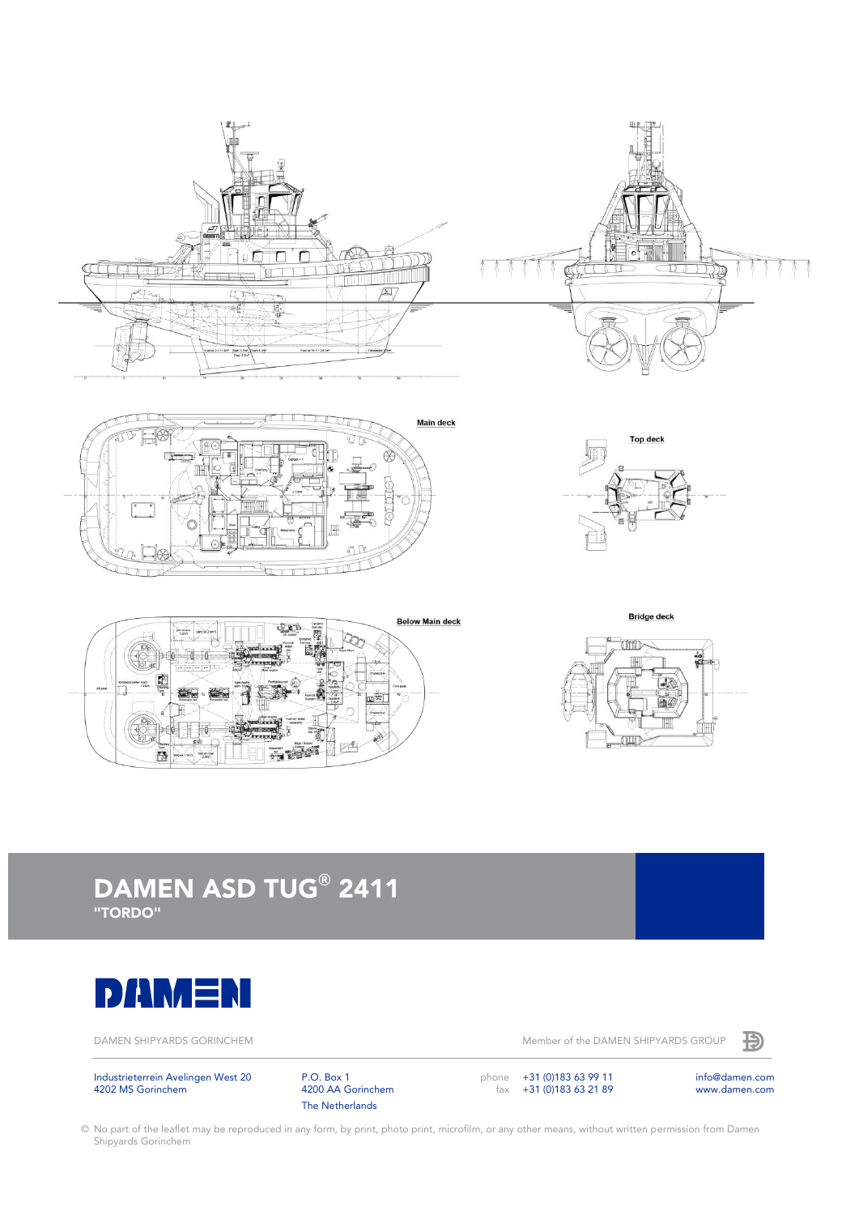Main deck

Top deck

Below Main deck

Bridge deck

# DAMEN ASD TUG® 2411

"TORDO"

DAMEN

DAMEN SHIPYARDS GORINCHEM

Member of the DAMEN SHIPYARDS GROUP

Industrieterrein Avelingen West 20
4202 MS Gorinchem

P.O. Box 1
4200 AA Gorinchem
The Netherlands

phone +31 (0)183 63 99 11
fax +31 (0)183 63 21 89

info@damen.com
www.damen.com

© No part of the leaflet may be reproduced in any form, by print, photo print, microfilm, or any other means, without written permission from Damen Shipyards Gorinchem